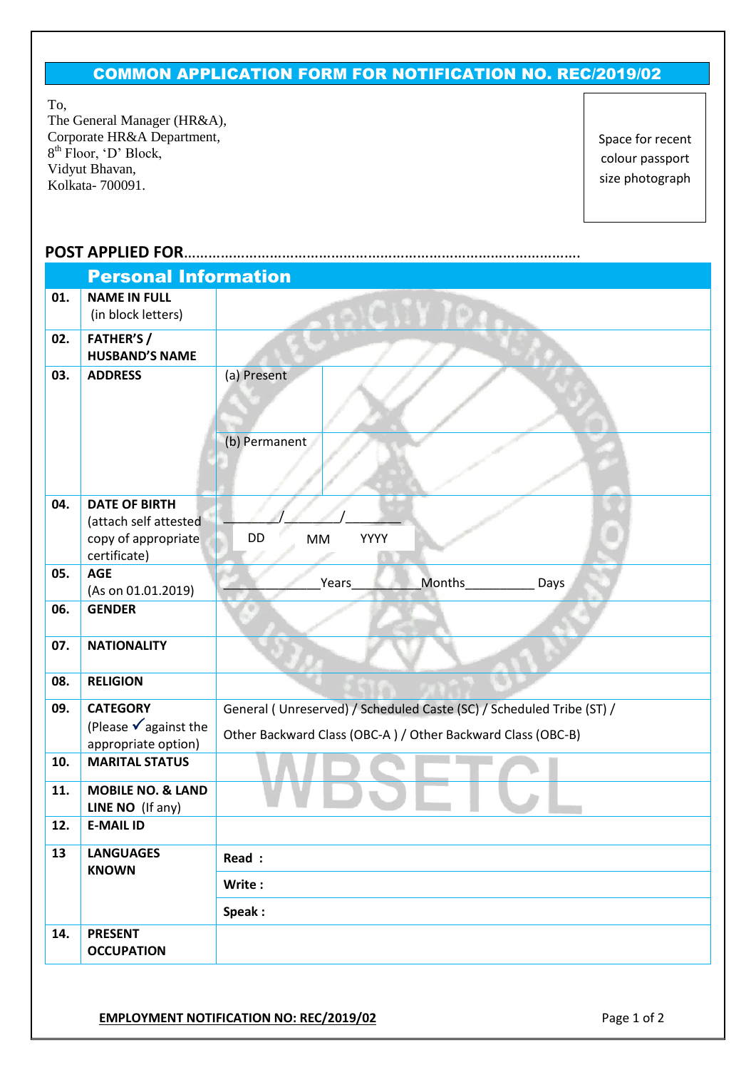# COMMON APPLICATION FORM FOR NOTIFICATION NO. REC/2019/02

To,
The General Manager (HR&A),
Corporate HR&A Department,
8th Floor, 'D' Block,
Vidyut Bhavan,
Kolkata- 700091.

Space for recent colour passport size photograph

**POST APPLIED FOR**..................................................................................................

| | Personal Information | | |
|---|---|---|---|
| **01.** | **NAME IN FULL** (in block letters) | | |
| **02.** | **FATHER'S / HUSBAND'S NAME** | | |
| **03.** | **ADDRESS** | (a) Present | |
| | | (b) Permanent | |
| **04.** | **DATE OF BIRTH** (attach self attested copy of appropriate certificate) | ________/________/________ DD MM YYYY | |
| **05.** | **AGE** (As on 01.01.2019) | ____________Years__________Months__________ Days | |
| **06.** | **GENDER** | | |
| **07.** | **NATIONALITY** | | |
| **08.** | **RELIGION** | | |
| **09.** | **CATEGORY** (Please ✓ against the appropriate option) | General ( Unreserved) / Scheduled Caste (SC) / Scheduled Tribe (ST) / Other Backward Class (OBC-A ) / Other Backward Class (OBC-B) | |
| **10.** | **MARITAL STATUS** | | |
| **11.** | **MOBILE NO. & LAND LINE NO** (If any) | | |
| **12.** | **E-MAIL ID** | | |
| **13** | **LANGUAGES KNOWN** | **Read :** | |
| | | **Write :** | |
| | | **Speak :** | |
| **14.** | **PRESENT OCCUPATION** | | |

**EMPLOYMENT NOTIFICATION NO: REC/2019/02**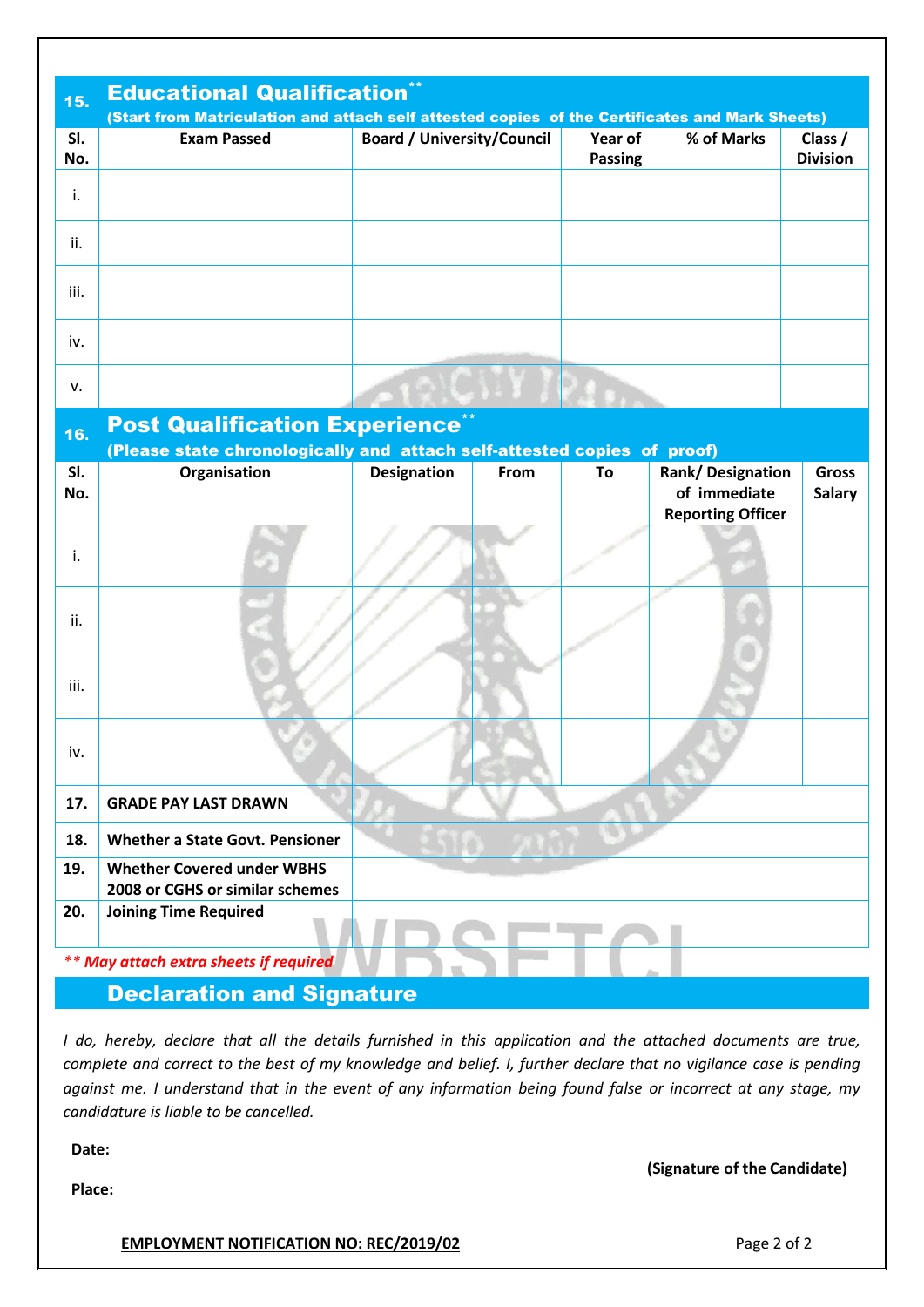## 15. Educational Qualification**

**(Start from Matriculation and attach self attested copies of the Certificates and Mark Sheets)**

| Sl. No. | Exam Passed | Board / University/Council | Year of Passing | % of Marks | Class / Division |
|---|---|---|---|---|---|
| i. | | | | | |
| ii. | | | | | |
| iii. | | | | | |
| iv. | | | | | |
| v. | | | | | |

## 16. Post Qualification Experience**

**(Please state chronologically and attach self-attested copies of proof)**

| Sl. No. | Organisation | Designation | From | To | Rank/ Designation of immediate Reporting Officer | Gross Salary |
|---|---|---|---|---|---|---|
| i. | | | | | | |
| ii. | | | | | | |
| iii. | | | | | | |
| iv. | | | | | | |

| | | |
|---|---|---|
| 17. | GRADE PAY LAST DRAWN | |
| 18. | Whether a State Govt. Pensioner | |
| 19. | Whether Covered under WBHS 2008 or CGHS or similar schemes | |
| 20. | Joining Time Required | |

*** May attach extra sheets if required*

## Declaration and Signature

*I do, hereby, declare that all the details furnished in this application and the attached documents are true, complete and correct to the best of my knowledge and belief. I, further declare that no vigilance case is pending against me. I understand that in the event of any information being found false or incorrect at any stage, my candidature is liable to be cancelled.*

**Date:**

**(Signature of the Candidate)**

**Place:**

**EMPLOYMENT NOTIFICATION NO: REC/2019/02**